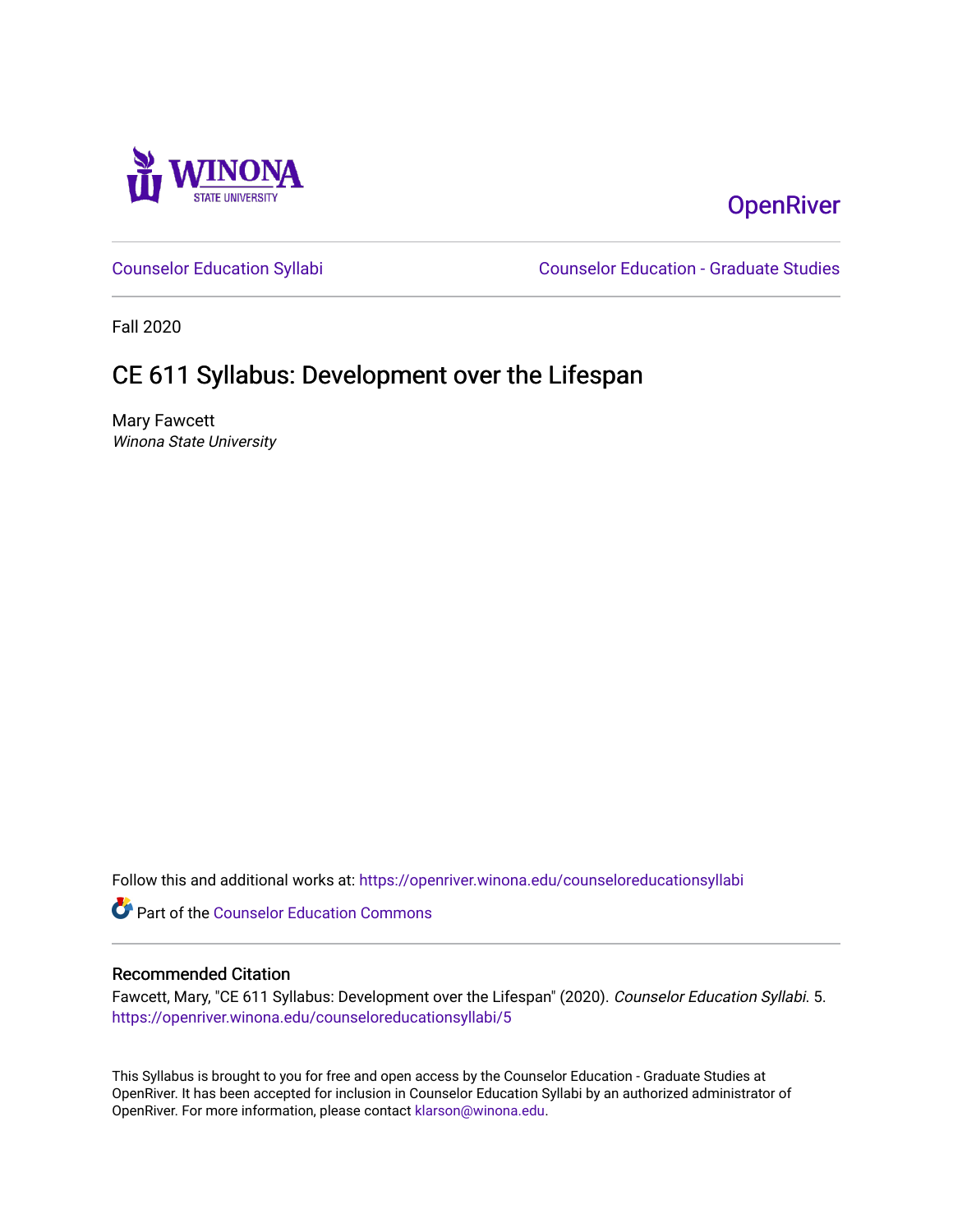Winona State University

OpenRiver

Counselor Education Syllabi

Counselor Education - Graduate Studies

Fall 2020

# CE 611 Syllabus: Development over the Lifespan

Mary Fawcett
*Winona State University*

Follow this and additional works at: https://openriver.winona.edu/counseloreducationsyllabi

Part of the Counselor Education Commons

## Recommended Citation

Fawcett, Mary, "CE 611 Syllabus: Development over the Lifespan" (2020). *Counselor Education Syllabi*. 5.
https://openriver.winona.edu/counseloreducationsyllabi/5

This Syllabus is brought to you for free and open access by the Counselor Education - Graduate Studies at OpenRiver. It has been accepted for inclusion in Counselor Education Syllabi by an authorized administrator of OpenRiver. For more information, please contact klarson@winona.edu.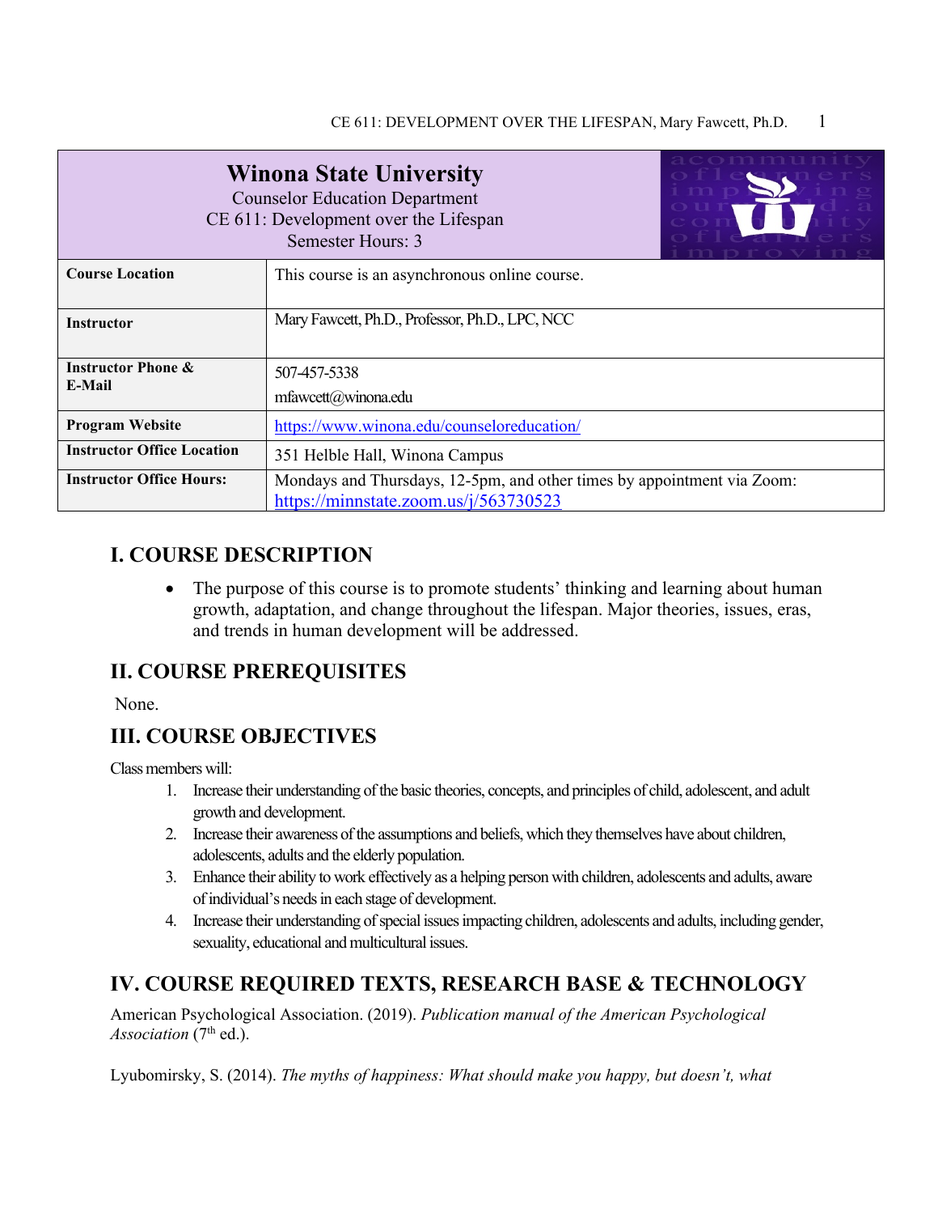# Winona State University

Counselor Education Department
CE 611: Development over the Lifespan
Semester Hours: 3

| **Course Location** | This course is an asynchronous online course. |
|---|---|
| **Instructor** | Mary Fawcett, Ph.D., Professor, Ph.D., LPC, NCC |
| **Instructor Phone & E-Mail** | 507-457-5338<br>mfawcett@winona.edu |
| **Program Website** | https://www.winona.edu/counseloreducation/ |
| **Instructor Office Location** | 351 Helble Hall, Winona Campus |
| **Instructor Office Hours:** | Mondays and Thursdays, 12-5pm, and other times by appointment via Zoom: https://minnstate.zoom.us/j/563730523 |

## I. COURSE DESCRIPTION

- The purpose of this course is to promote students' thinking and learning about human growth, adaptation, and change throughout the lifespan. Major theories, issues, eras, and trends in human development will be addressed.

## II. COURSE PREREQUISITES

None.

## III. COURSE OBJECTIVES

Class members will:

1. Increase their understanding of the basic theories, concepts, and principles of child, adolescent, and adult growth and development.
2. Increase their awareness of the assumptions and beliefs, which they themselves have about children, adolescents, adults and the elderly population.
3. Enhance their ability to work effectively as a helping person with children, adolescents and adults, aware of individual's needs in each stage of development.
4. Increase their understanding of special issues impacting children, adolescents and adults, including gender, sexuality, educational and multicultural issues.

## IV. COURSE REQUIRED TEXTS, RESEARCH BASE & TECHNOLOGY

American Psychological Association. (2019). *Publication manual of the American Psychological Association* (7th ed.).

Lyubomirsky, S. (2014). *The myths of happiness: What should make you happy, but doesn't, what*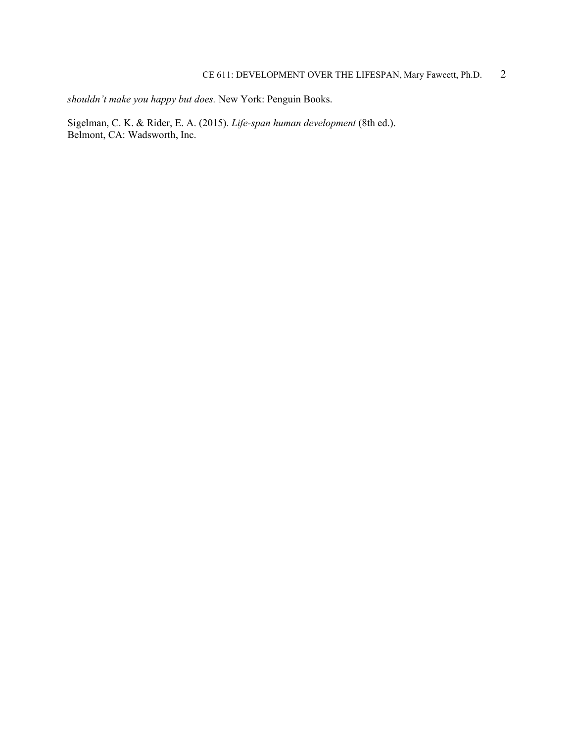*shouldn't make you happy but does.* New York: Penguin Books.

Sigelman, C. K. & Rider, E. A. (2015). *Life-span human development* (8th ed.). Belmont, CA: Wadsworth, Inc.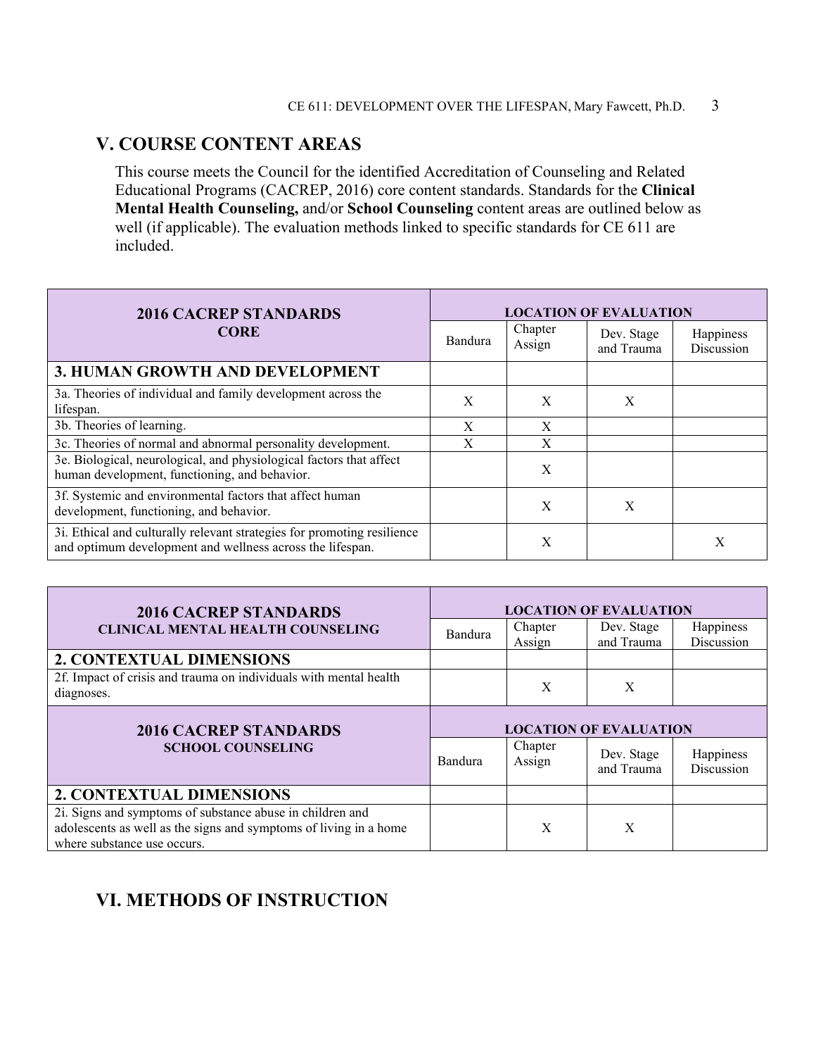## V. COURSE CONTENT AREAS

This course meets the Council for the identified Accreditation of Counseling and Related Educational Programs (CACREP, 2016) core content standards. Standards for the **Clinical Mental Health Counseling,** and/or **School Counseling** content areas are outlined below as well (if applicable). The evaluation methods linked to specific standards for CE 611 are included.

| **2016 CACREP STANDARDS CORE** | **LOCATION OF EVALUATION** | | | |
|---|---|---|---|---|
| | Bandura | Chapter Assign | Dev. Stage and Trauma | Happiness Discussion |
| **3. HUMAN GROWTH AND DEVELOPMENT** | | | | |
| 3a. Theories of individual and family development across the lifespan. | X | X | X | |
| 3b. Theories of learning. | X | X | | |
| 3c. Theories of normal and abnormal personality development. | X | X | | |
| 3e. Biological, neurological, and physiological factors that affect human development, functioning, and behavior. | | X | | |
| 3f. Systemic and environmental factors that affect human development, functioning, and behavior. | | X | X | |
| 3i. Ethical and culturally relevant strategies for promoting resilience and optimum development and wellness across the lifespan. | | X | | X |

| **2016 CACREP STANDARDS CLINICAL MENTAL HEALTH COUNSELING** | **LOCATION OF EVALUATION** | | | |
|---|---|---|---|---|
| | Bandura | Chapter Assign | Dev. Stage and Trauma | Happiness Discussion |
| **2. CONTEXTUAL DIMENSIONS** | | | | |
| 2f. Impact of crisis and trauma on individuals with mental health diagnoses. | | X | X | |
| **2016 CACREP STANDARDS SCHOOL COUNSELING** | **LOCATION OF EVALUATION** | | | |
| | Bandura | Chapter Assign | Dev. Stage and Trauma | Happiness Discussion |
| **2. CONTEXTUAL DIMENSIONS** | | | | |
| 2i. Signs and symptoms of substance abuse in children and adolescents as well as the signs and symptoms of living in a home where substance use occurs. | | X | X | |

## VI. METHODS OF INSTRUCTION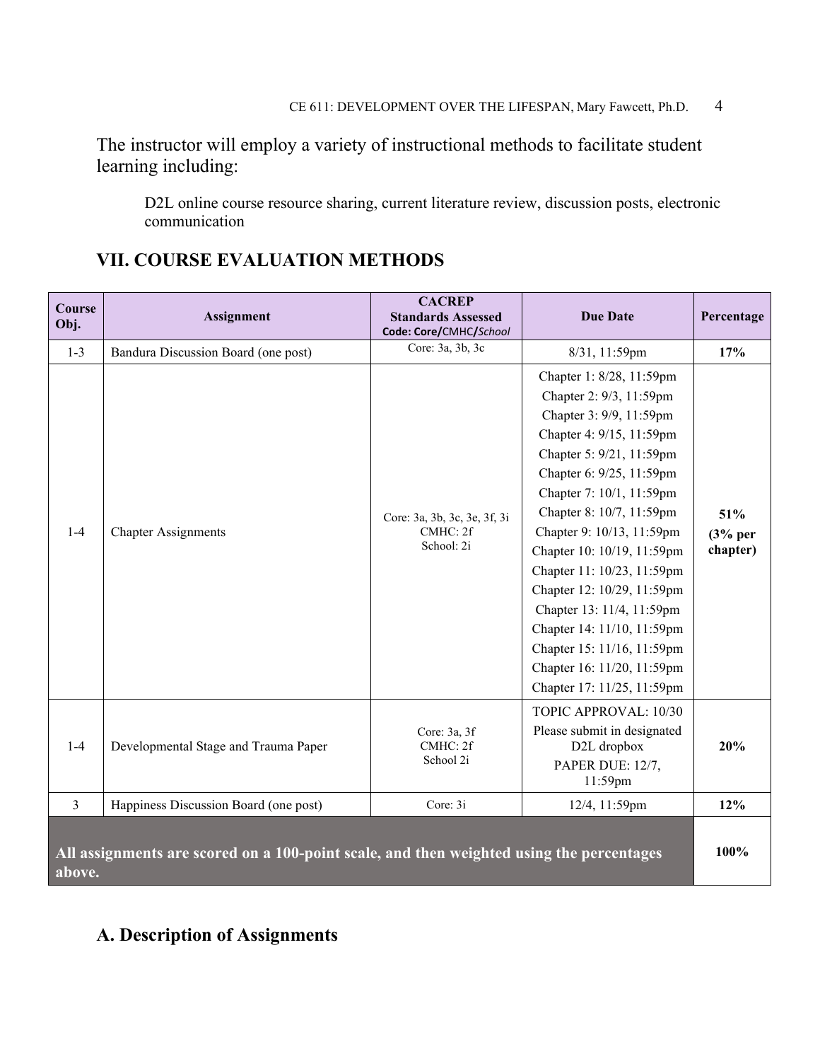The instructor will employ a variety of instructional methods to facilitate student learning including:

D2L online course resource sharing, current literature review, discussion posts, electronic communication

## VII. COURSE EVALUATION METHODS

| Course Obj. | Assignment | CACREP Standards Assessed Code: **Core/**CMHC/*School* | Due Date | Percentage |
|---|---|---|---|---|
| 1-3 | Bandura Discussion Board (one post) | Core: 3a, 3b, 3c | 8/31, 11:59pm | **17%** |
| 1-4 | Chapter Assignments | Core: 3a, 3b, 3c, 3e, 3f, 3i<br>CMHC: 2f<br>School: 2i | Chapter 1: 8/28, 11:59pm<br>Chapter 2: 9/3, 11:59pm<br>Chapter 3: 9/9, 11:59pm<br>Chapter 4: 9/15, 11:59pm<br>Chapter 5: 9/21, 11:59pm<br>Chapter 6: 9/25, 11:59pm<br>Chapter 7: 10/1, 11:59pm<br>Chapter 8: 10/7, 11:59pm<br>Chapter 9: 10/13, 11:59pm<br>Chapter 10: 10/19, 11:59pm<br>Chapter 11: 10/23, 11:59pm<br>Chapter 12: 10/29, 11:59pm<br>Chapter 13: 11/4, 11:59pm<br>Chapter 14: 11/10, 11:59pm<br>Chapter 15: 11/16, 11:59pm<br>Chapter 16: 11/20, 11:59pm<br>Chapter 17: 11/25, 11:59pm | **51% (3% per chapter)** |
| 1-4 | Developmental Stage and Trauma Paper | Core: 3a, 3f<br>CMHC: 2f<br>School 2i | TOPIC APPROVAL: 10/30<br>Please submit in designated D2L dropbox<br>PAPER DUE: 12/7, 11:59pm | **20%** |
| 3 | Happiness Discussion Board (one post) | Core: 3i | 12/4, 11:59pm | **12%** |
| **All assignments are scored on a 100-point scale, and then weighted using the percentages above.** | | | | **100%** |

## A. Description of Assignments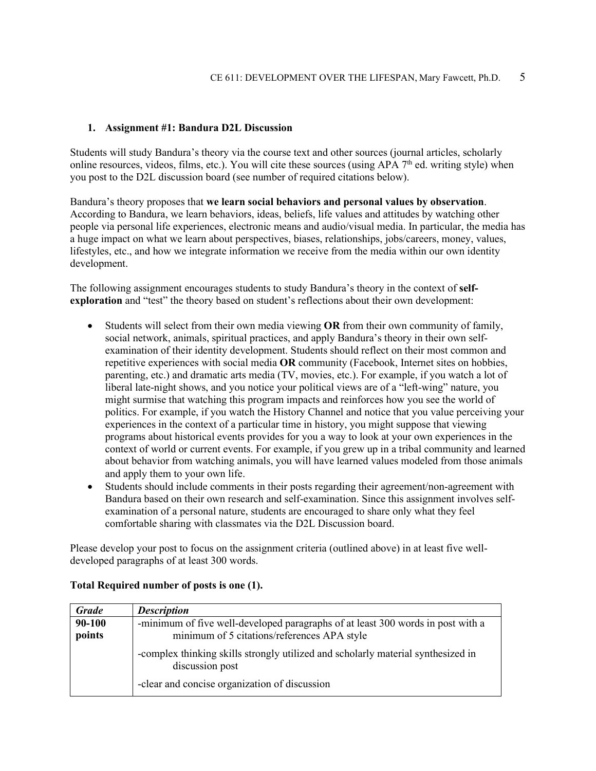1. **Assignment #1: Bandura D2L Discussion**

Students will study Bandura's theory via the course text and other sources (journal articles, scholarly online resources, videos, films, etc.). You will cite these sources (using APA 7th ed. writing style) when you post to the D2L discussion board (see number of required citations below).

Bandura's theory proposes that **we learn social behaviors and personal values by observation**. According to Bandura, we learn behaviors, ideas, beliefs, life values and attitudes by watching other people via personal life experiences, electronic means and audio/visual media. In particular, the media has a huge impact on what we learn about perspectives, biases, relationships, jobs/careers, money, values, lifestyles, etc., and how we integrate information we receive from the media within our own identity development.

The following assignment encourages students to study Bandura's theory in the context of **self-exploration** and "test" the theory based on student's reflections about their own development:

- Students will select from their own media viewing **OR** from their own community of family, social network, animals, spiritual practices, and apply Bandura's theory in their own self-examination of their identity development. Students should reflect on their most common and repetitive experiences with social media **OR** community (Facebook, Internet sites on hobbies, parenting, etc.) and dramatic arts media (TV, movies, etc.). For example, if you watch a lot of liberal late-night shows, and you notice your political views are of a "left-wing" nature, you might surmise that watching this program impacts and reinforces how you see the world of politics. For example, if you watch the History Channel and notice that you value perceiving your experiences in the context of a particular time in history, you might suppose that viewing programs about historical events provides for you a way to look at your own experiences in the context of world or current events. For example, if you grew up in a tribal community and learned about behavior from watching animals, you will have learned values modeled from those animals and apply them to your own life.
- Students should include comments in their posts regarding their agreement/non-agreement with Bandura based on their own research and self-examination. Since this assignment involves self-examination of a personal nature, students are encouraged to share only what they feel comfortable sharing with classmates via the D2L Discussion board.

Please develop your post to focus on the assignment criteria (outlined above) in at least five well-developed paragraphs of at least 300 words.

**Total Required number of posts is one (1).**

| ***Grade*** | ***Description*** |
|---|---|
| **90-100 points** | -minimum of five well-developed paragraphs of at least 300 words in post with a minimum of 5 citations/references APA style<br>-complex thinking skills strongly utilized and scholarly material synthesized in discussion post<br>-clear and concise organization of discussion |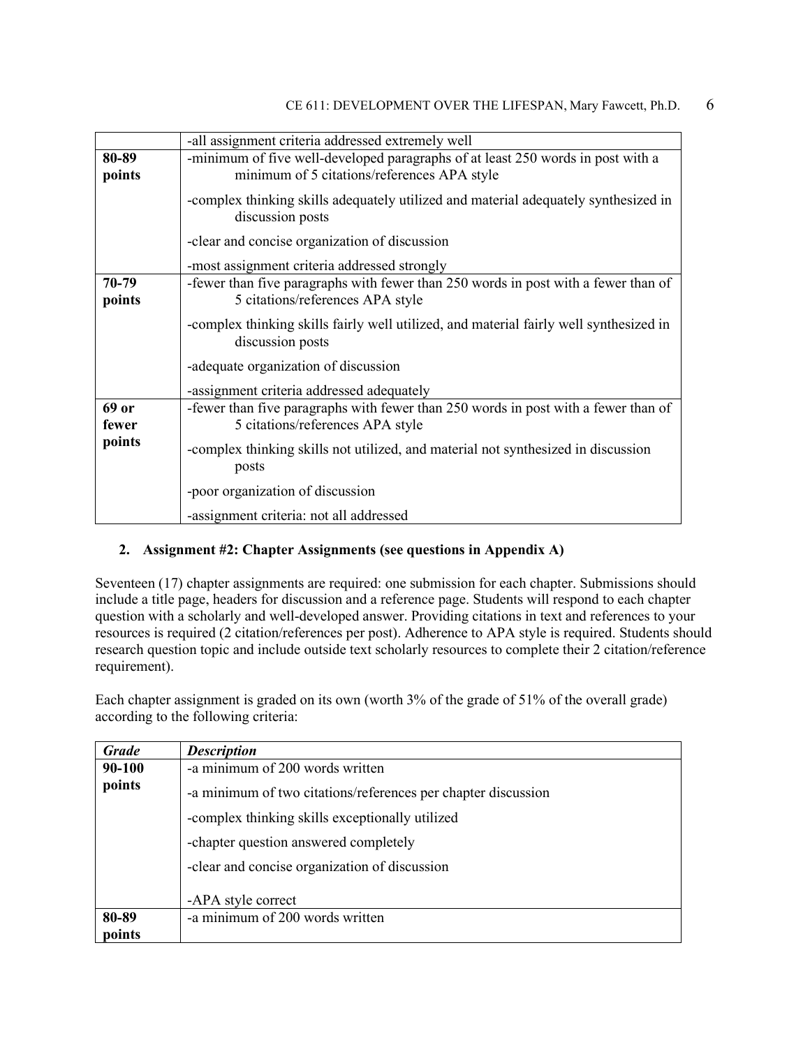| | |
|---|---|
| | -all assignment criteria addressed extremely well |
| **80-89 points** | -minimum of five well-developed paragraphs of at least 250 words in post with a minimum of 5 citations/references APA style<br>-complex thinking skills adequately utilized and material adequately synthesized in discussion posts<br>-clear and concise organization of discussion<br>-most assignment criteria addressed strongly |
| **70-79 points** | -fewer than five paragraphs with fewer than 250 words in post with a fewer than of 5 citations/references APA style<br>-complex thinking skills fairly well utilized, and material fairly well synthesized in discussion posts<br>-adequate organization of discussion<br>-assignment criteria addressed adequately |
| **69 or fewer points** | -fewer than five paragraphs with fewer than 250 words in post with a fewer than of 5 citations/references APA style<br>-complex thinking skills not utilized, and material not synthesized in discussion posts<br>-poor organization of discussion<br>-assignment criteria: not all addressed |

**2. Assignment #2: Chapter Assignments (see questions in Appendix A)**

Seventeen (17) chapter assignments are required: one submission for each chapter. Submissions should include a title page, headers for discussion and a reference page. Students will respond to each chapter question with a scholarly and well-developed answer. Providing citations in text and references to your resources is required (2 citation/references per post). Adherence to APA style is required. Students should research question topic and include outside text scholarly resources to complete their 2 citation/reference requirement).

Each chapter assignment is graded on its own (worth 3% of the grade of 51% of the overall grade) according to the following criteria:

| *Grade* | *Description* |
|---|---|
| **90-100 points** | -a minimum of 200 words written<br>-a minimum of two citations/references per chapter discussion<br>-complex thinking skills exceptionally utilized<br>-chapter question answered completely<br>-clear and concise organization of discussion<br>-APA style correct |
| **80-89 points** | -a minimum of 200 words written |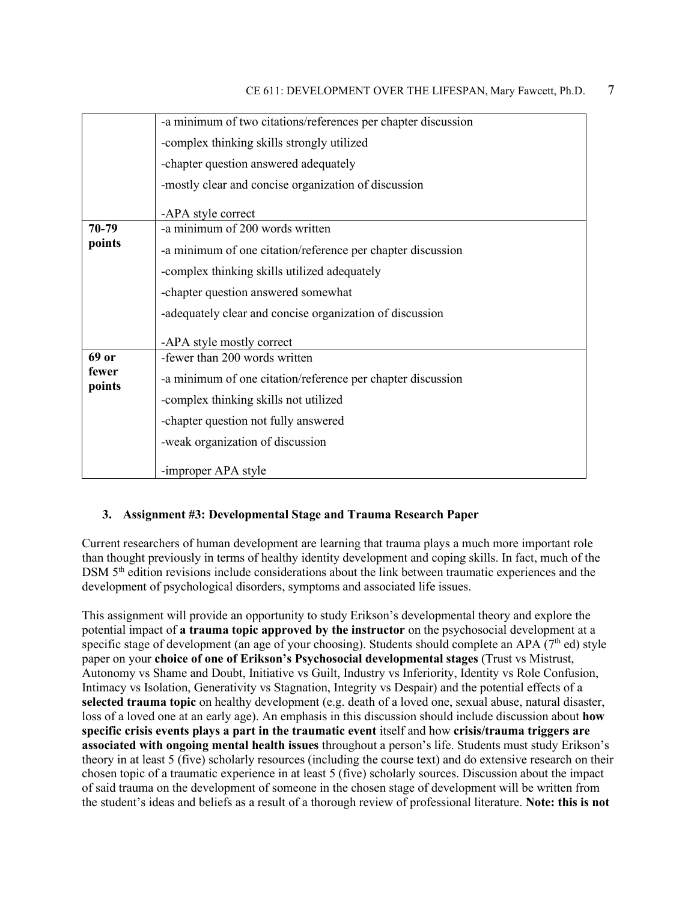| | |
|---|---|
| | -a minimum of two citations/references per chapter discussion<br>-complex thinking skills strongly utilized<br>-chapter question answered adequately<br>-mostly clear and concise organization of discussion<br>-APA style correct |
| **70-79 points** | -a minimum of 200 words written<br>-a minimum of one citation/reference per chapter discussion<br>-complex thinking skills utilized adequately<br>-chapter question answered somewhat<br>-adequately clear and concise organization of discussion<br>-APA style mostly correct |
| **69 or fewer points** | -fewer than 200 words written<br>-a minimum of one citation/reference per chapter discussion<br>-complex thinking skills not utilized<br>-chapter question not fully answered<br>-weak organization of discussion<br>-improper APA style |

### 3. Assignment #3: Developmental Stage and Trauma Research Paper

Current researchers of human development are learning that trauma plays a much more important role than thought previously in terms of healthy identity development and coping skills. In fact, much of the DSM 5th edition revisions include considerations about the link between traumatic experiences and the development of psychological disorders, symptoms and associated life issues.

This assignment will provide an opportunity to study Erikson's developmental theory and explore the potential impact of **a trauma topic approved by the instructor** on the psychosocial development at a specific stage of development (an age of your choosing). Students should complete an APA (7th ed) style paper on your **choice of one of Erikson's Psychosocial developmental stages** (Trust vs Mistrust, Autonomy vs Shame and Doubt, Initiative vs Guilt, Industry vs Inferiority, Identity vs Role Confusion, Intimacy vs Isolation, Generativity vs Stagnation, Integrity vs Despair) and the potential effects of a **selected trauma topic** on healthy development (e.g. death of a loved one, sexual abuse, natural disaster, loss of a loved one at an early age). An emphasis in this discussion should include discussion about **how specific crisis events plays a part in the traumatic event** itself and how **crisis/trauma triggers are associated with ongoing mental health issues** throughout a person's life. Students must study Erikson's theory in at least 5 (five) scholarly resources (including the course text) and do extensive research on their chosen topic of a traumatic experience in at least 5 (five) scholarly sources. Discussion about the impact of said trauma on the development of someone in the chosen stage of development will be written from the student's ideas and beliefs as a result of a thorough review of professional literature. **Note: this is not**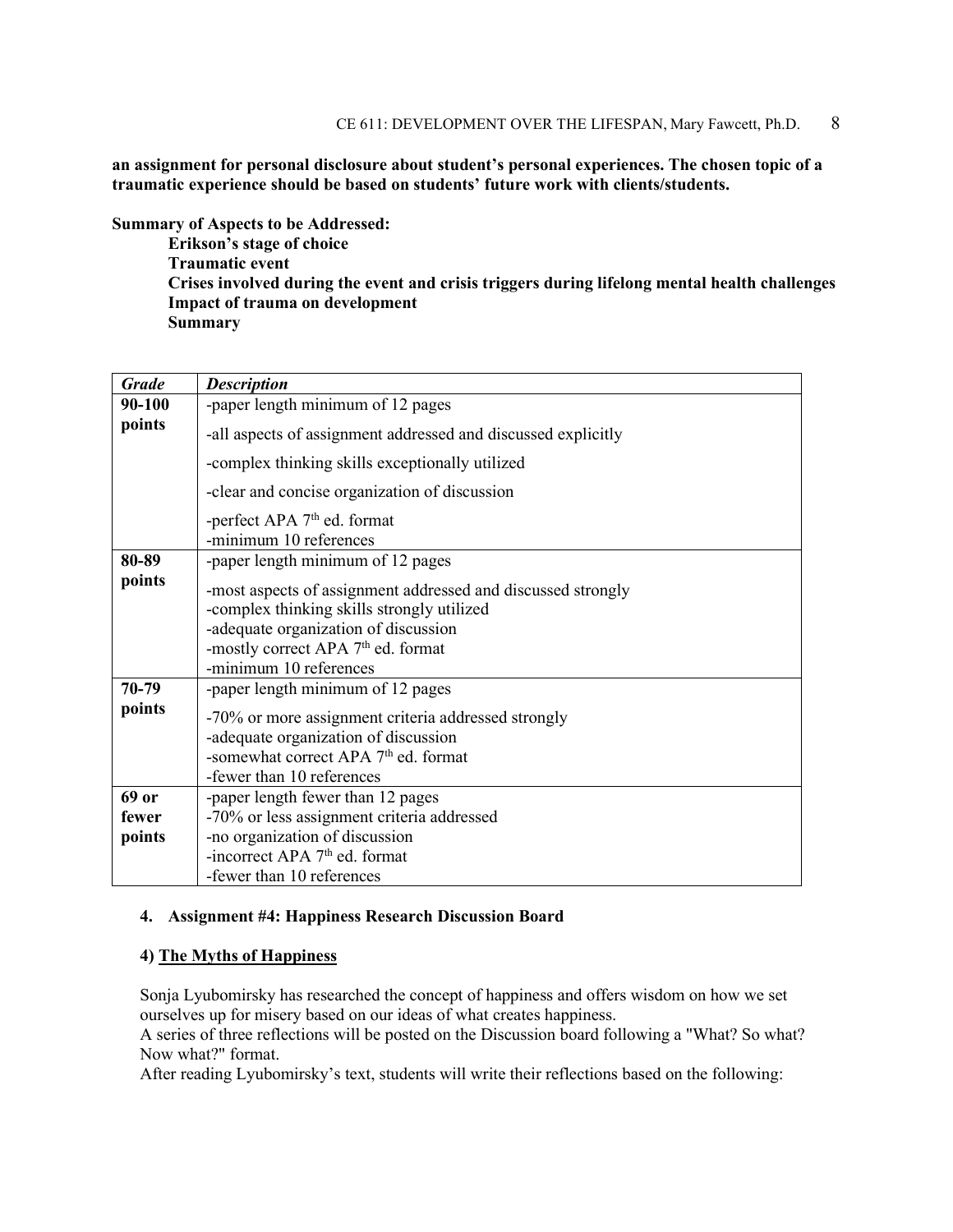**an assignment for personal disclosure about student's personal experiences. The chosen topic of a traumatic experience should be based on students' future work with clients/students.**

**Summary of Aspects to be Addressed:**

**Erikson's stage of choice**
**Traumatic event**
**Crises involved during the event and crisis triggers during lifelong mental health challenges**
**Impact of trauma on development**
**Summary**

| *Grade* | *Description* |
| --- | --- |
| **90-100 points** | -paper length minimum of 12 pages<br>-all aspects of assignment addressed and discussed explicitly<br>-complex thinking skills exceptionally utilized<br>-clear and concise organization of discussion<br>-perfect APA 7th ed. format<br>-minimum 10 references |
| **80-89 points** | -paper length minimum of 12 pages<br>-most aspects of assignment addressed and discussed strongly<br>-complex thinking skills strongly utilized<br>-adequate organization of discussion<br>-mostly correct APA 7th ed. format<br>-minimum 10 references |
| **70-79 points** | -paper length minimum of 12 pages<br>-70% or more assignment criteria addressed strongly<br>-adequate organization of discussion<br>-somewhat correct APA 7th ed. format<br>-fewer than 10 references |
| **69 or fewer points** | -paper length fewer than 12 pages<br>-70% or less assignment criteria addressed<br>-no organization of discussion<br>-incorrect APA 7th ed. format<br>-fewer than 10 references |

4. **Assignment #4: Happiness Research Discussion Board**

**4) <u>The Myths of Happiness</u>**

Sonja Lyubomirsky has researched the concept of happiness and offers wisdom on how we set ourselves up for misery based on our ideas of what creates happiness.
A series of three reflections will be posted on the Discussion board following a "What? So what? Now what?" format.
After reading Lyubomirsky's text, students will write their reflections based on the following: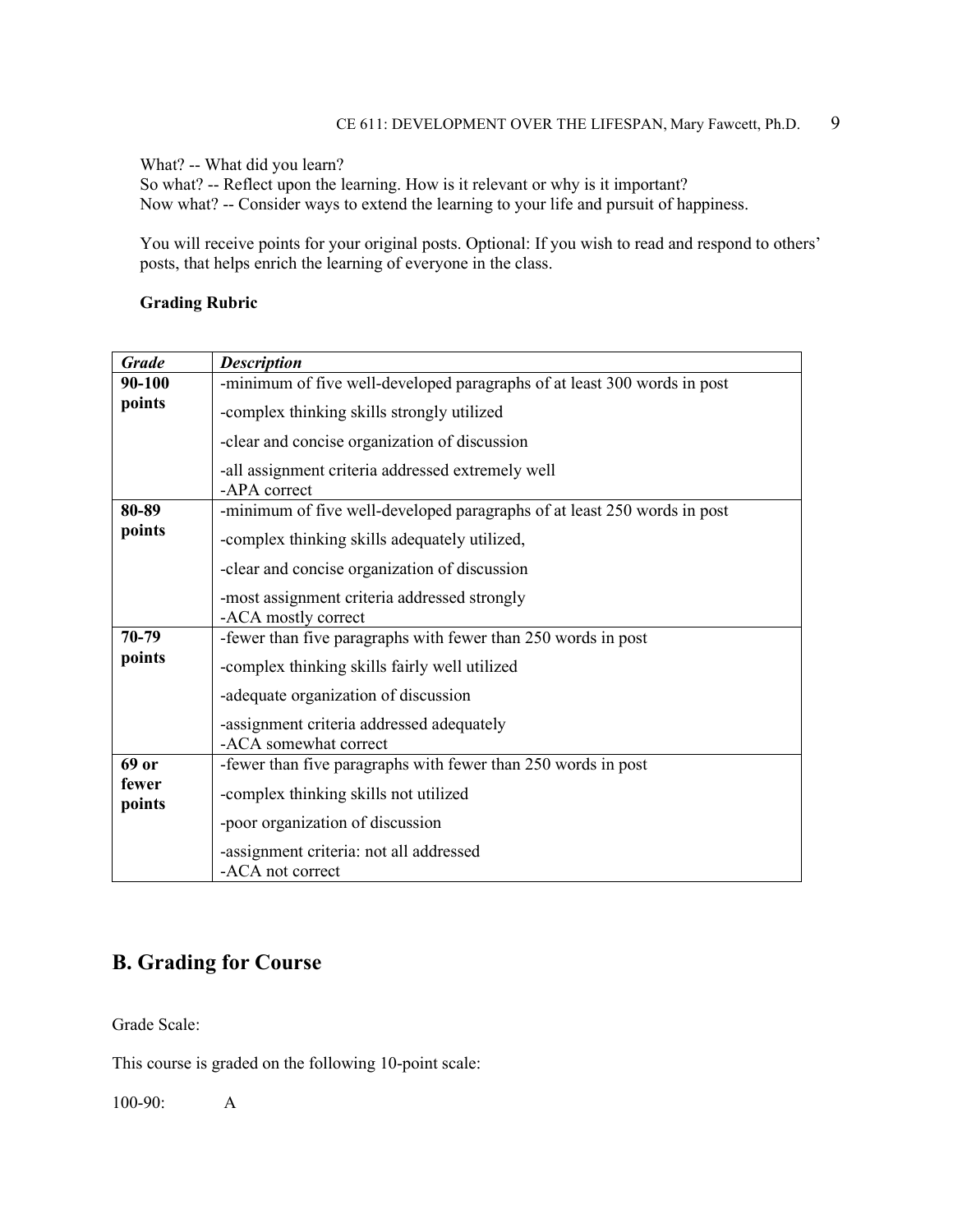What? -- What did you learn?
So what? -- Reflect upon the learning. How is it relevant or why is it important?
Now what? -- Consider ways to extend the learning to your life and pursuit of happiness.

You will receive points for your original posts. Optional: If you wish to read and respond to others' posts, that helps enrich the learning of everyone in the class.

**Grading Rubric**

| ***Grade*** | ***Description*** |
|---|---|
| **90-100 points** | -minimum of five well-developed paragraphs of at least 300 words in post<br>-complex thinking skills strongly utilized<br>-clear and concise organization of discussion<br>-all assignment criteria addressed extremely well<br>-APA correct |
| **80-89 points** | -minimum of five well-developed paragraphs of at least 250 words in post<br>-complex thinking skills adequately utilized,<br>-clear and concise organization of discussion<br>-most assignment criteria addressed strongly<br>-ACA mostly correct |
| **70-79 points** | -fewer than five paragraphs with fewer than 250 words in post<br>-complex thinking skills fairly well utilized<br>-adequate organization of discussion<br>-assignment criteria addressed adequately<br>-ACA somewhat correct |
| **69 or fewer points** | -fewer than five paragraphs with fewer than 250 words in post<br>-complex thinking skills not utilized<br>-poor organization of discussion<br>-assignment criteria: not all addressed<br>-ACA not correct |

## B. Grading for Course

Grade Scale:

This course is graded on the following 10-point scale:

100-90: A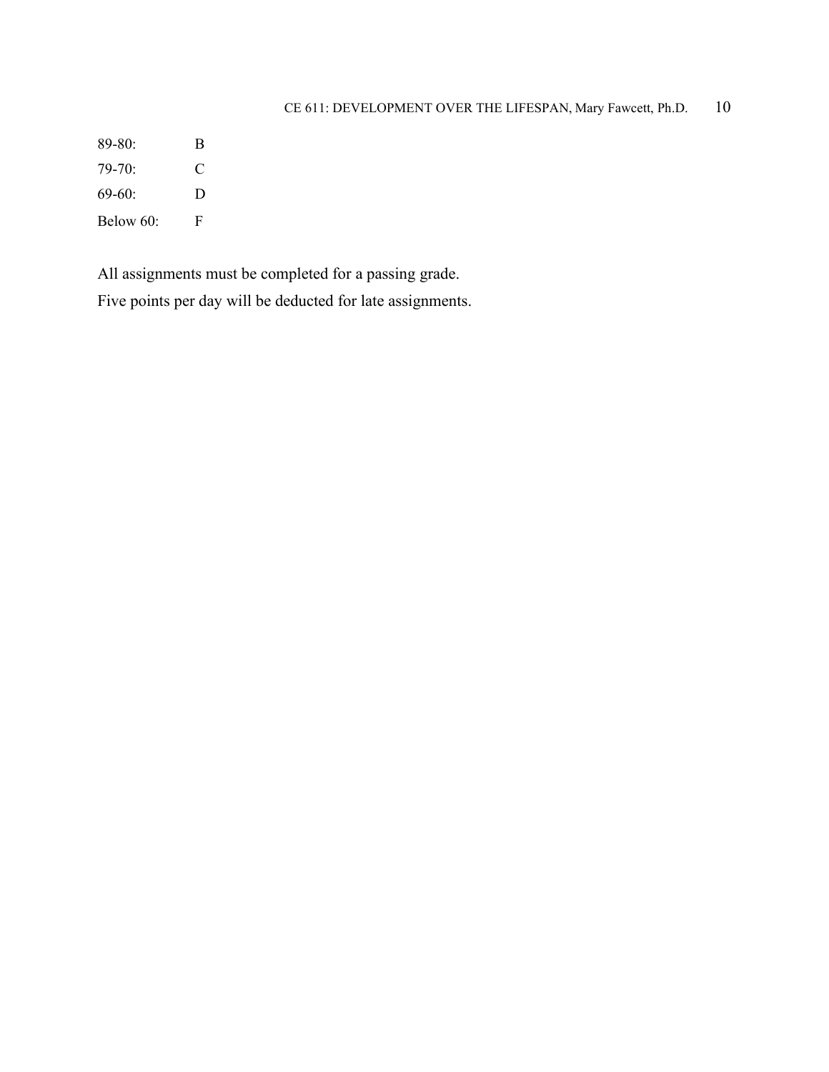| | |
|---|---|
| 89-80: | B |
| 79-70: | C |
| 69-60: | D |
| Below 60: | F |

All assignments must be completed for a passing grade.

Five points per day will be deducted for late assignments.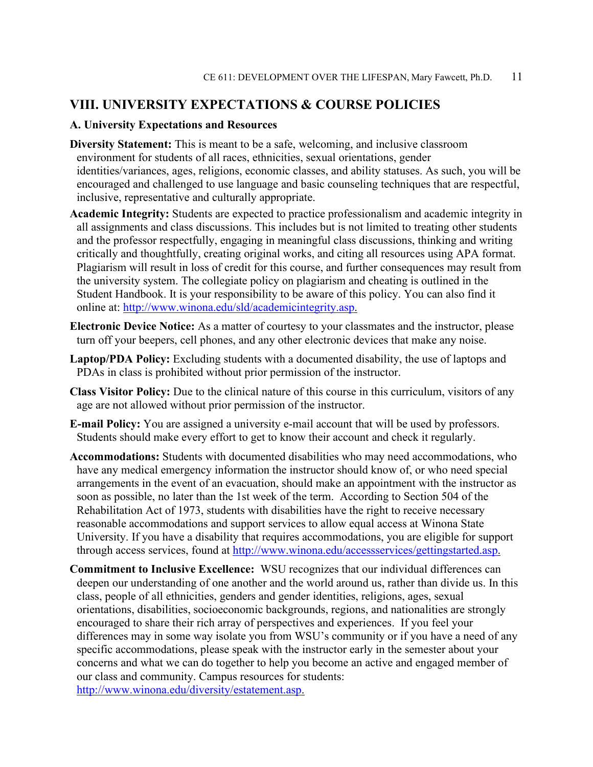## VIII. UNIVERSITY EXPECTATIONS & COURSE POLICIES

### A. University Expectations and Resources

**Diversity Statement:** This is meant to be a safe, welcoming, and inclusive classroom environment for students of all races, ethnicities, sexual orientations, gender identities/variances, ages, religions, economic classes, and ability statuses. As such, you will be encouraged and challenged to use language and basic counseling techniques that are respectful, inclusive, representative and culturally appropriate.

**Academic Integrity:** Students are expected to practice professionalism and academic integrity in all assignments and class discussions. This includes but is not limited to treating other students and the professor respectfully, engaging in meaningful class discussions, thinking and writing critically and thoughtfully, creating original works, and citing all resources using APA format. Plagiarism will result in loss of credit for this course, and further consequences may result from the university system. The collegiate policy on plagiarism and cheating is outlined in the Student Handbook. It is your responsibility to be aware of this policy. You can also find it online at: http://www.winona.edu/sld/academicintegrity.asp.

**Electronic Device Notice:** As a matter of courtesy to your classmates and the instructor, please turn off your beepers, cell phones, and any other electronic devices that make any noise.

**Laptop/PDA Policy:** Excluding students with a documented disability, the use of laptops and PDAs in class is prohibited without prior permission of the instructor.

**Class Visitor Policy:** Due to the clinical nature of this course in this curriculum, visitors of any age are not allowed without prior permission of the instructor.

**E-mail Policy:** You are assigned a university e-mail account that will be used by professors. Students should make every effort to get to know their account and check it regularly.

**Accommodations:** Students with documented disabilities who may need accommodations, who have any medical emergency information the instructor should know of, or who need special arrangements in the event of an evacuation, should make an appointment with the instructor as soon as possible, no later than the 1st week of the term. According to Section 504 of the Rehabilitation Act of 1973, students with disabilities have the right to receive necessary reasonable accommodations and support services to allow equal access at Winona State University. If you have a disability that requires accommodations, you are eligible for support through access services, found at http://www.winona.edu/accessservices/gettingstarted.asp.

**Commitment to Inclusive Excellence:** WSU recognizes that our individual differences can deepen our understanding of one another and the world around us, rather than divide us. In this class, people of all ethnicities, genders and gender identities, religions, ages, sexual orientations, disabilities, socioeconomic backgrounds, regions, and nationalities are strongly encouraged to share their rich array of perspectives and experiences. If you feel your differences may in some way isolate you from WSU's community or if you have a need of any specific accommodations, please speak with the instructor early in the semester about your concerns and what we can do together to help you become an active and engaged member of our class and community. Campus resources for students: http://www.winona.edu/diversity/estatement.asp.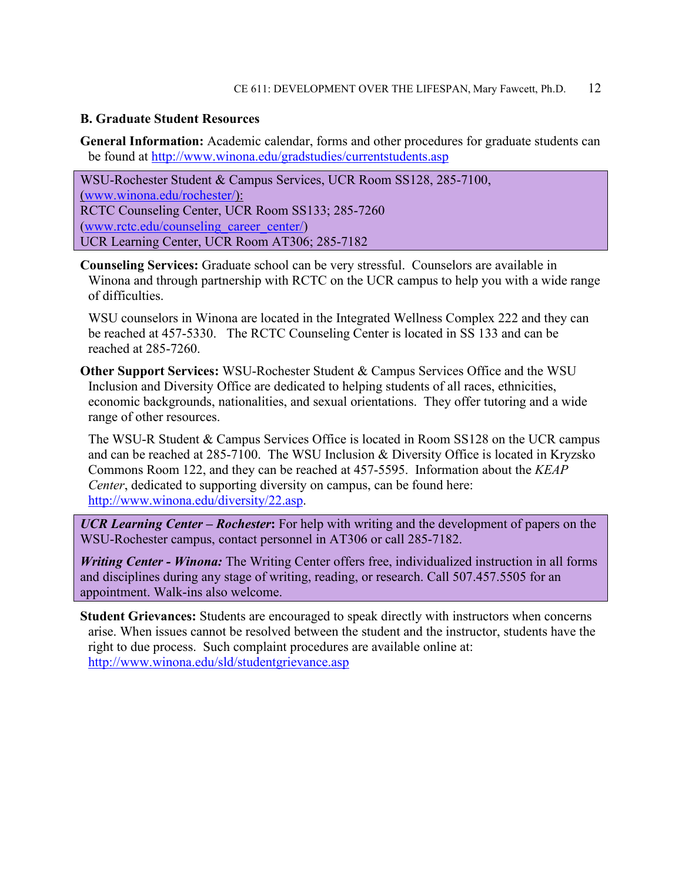## B. Graduate Student Resources

**General Information:** Academic calendar, forms and other procedures for graduate students can be found at http://www.winona.edu/gradstudies/currentstudents.asp

WSU-Rochester Student & Campus Services, UCR Room SS128, 285-7100, (www.winona.edu/rochester/):
RCTC Counseling Center, UCR Room SS133; 285-7260 (www.rctc.edu/counseling_career_center/)
UCR Learning Center, UCR Room AT306; 285-7182

**Counseling Services:** Graduate school can be very stressful. Counselors are available in Winona and through partnership with RCTC on the UCR campus to help you with a wide range of difficulties.

WSU counselors in Winona are located in the Integrated Wellness Complex 222 and they can be reached at 457-5330. The RCTC Counseling Center is located in SS 133 and can be reached at 285-7260.

**Other Support Services:** WSU-Rochester Student & Campus Services Office and the WSU Inclusion and Diversity Office are dedicated to helping students of all races, ethnicities, economic backgrounds, nationalities, and sexual orientations. They offer tutoring and a wide range of other resources.

The WSU-R Student & Campus Services Office is located in Room SS128 on the UCR campus and can be reached at 285-7100. The WSU Inclusion & Diversity Office is located in Kryzsko Commons Room 122, and they can be reached at 457-5595. Information about the *KEAP Center*, dedicated to supporting diversity on campus, can be found here: http://www.winona.edu/diversity/22.asp.

***UCR Learning Center – Rochester*****:** For help with writing and the development of papers on the WSU-Rochester campus, contact personnel in AT306 or call 285-7182.

***Writing Center - Winona:*** The Writing Center offers free, individualized instruction in all forms and disciplines during any stage of writing, reading, or research. Call 507.457.5505 for an appointment. Walk-ins also welcome.

**Student Grievances:** Students are encouraged to speak directly with instructors when concerns arise. When issues cannot be resolved between the student and the instructor, students have the right to due process. Such complaint procedures are available online at: http://www.winona.edu/sld/studentgrievance.asp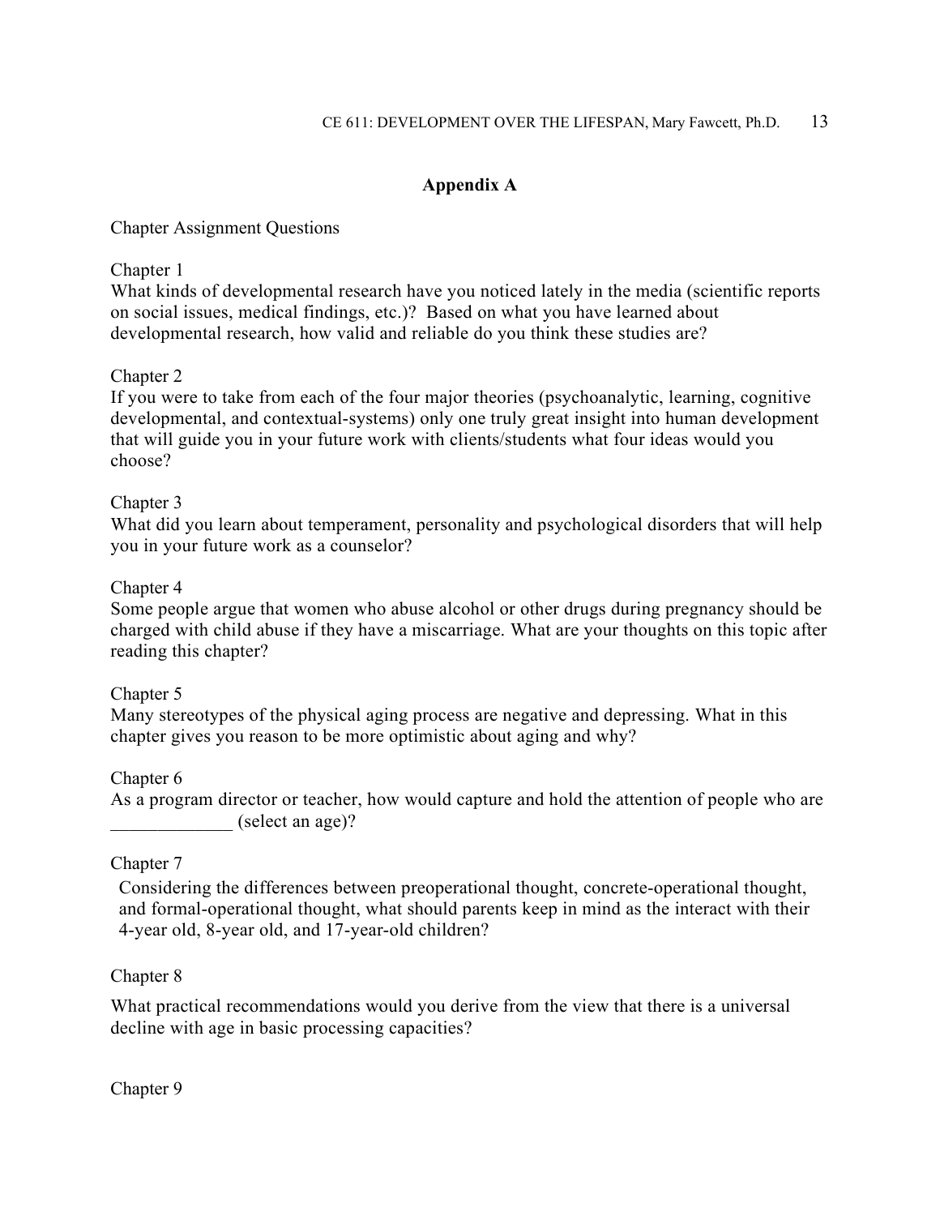## Appendix A

Chapter Assignment Questions

Chapter 1
What kinds of developmental research have you noticed lately in the media (scientific reports on social issues, medical findings, etc.)? Based on what you have learned about developmental research, how valid and reliable do you think these studies are?

Chapter 2
If you were to take from each of the four major theories (psychoanalytic, learning, cognitive developmental, and contextual-systems) only one truly great insight into human development that will guide you in your future work with clients/students what four ideas would you choose?

Chapter 3
What did you learn about temperament, personality and psychological disorders that will help you in your future work as a counselor?

Chapter 4
Some people argue that women who abuse alcohol or other drugs during pregnancy should be charged with child abuse if they have a miscarriage. What are your thoughts on this topic after reading this chapter?

Chapter 5
Many stereotypes of the physical aging process are negative and depressing. What in this chapter gives you reason to be more optimistic about aging and why?

Chapter 6
As a program director or teacher, how would capture and hold the attention of people who are _____________ (select an age)?

Chapter 7
Considering the differences between preoperational thought, concrete-operational thought, and formal-operational thought, what should parents keep in mind as the interact with their 4-year old, 8-year old, and 17-year-old children?

Chapter 8

What practical recommendations would you derive from the view that there is a universal decline with age in basic processing capacities?

Chapter 9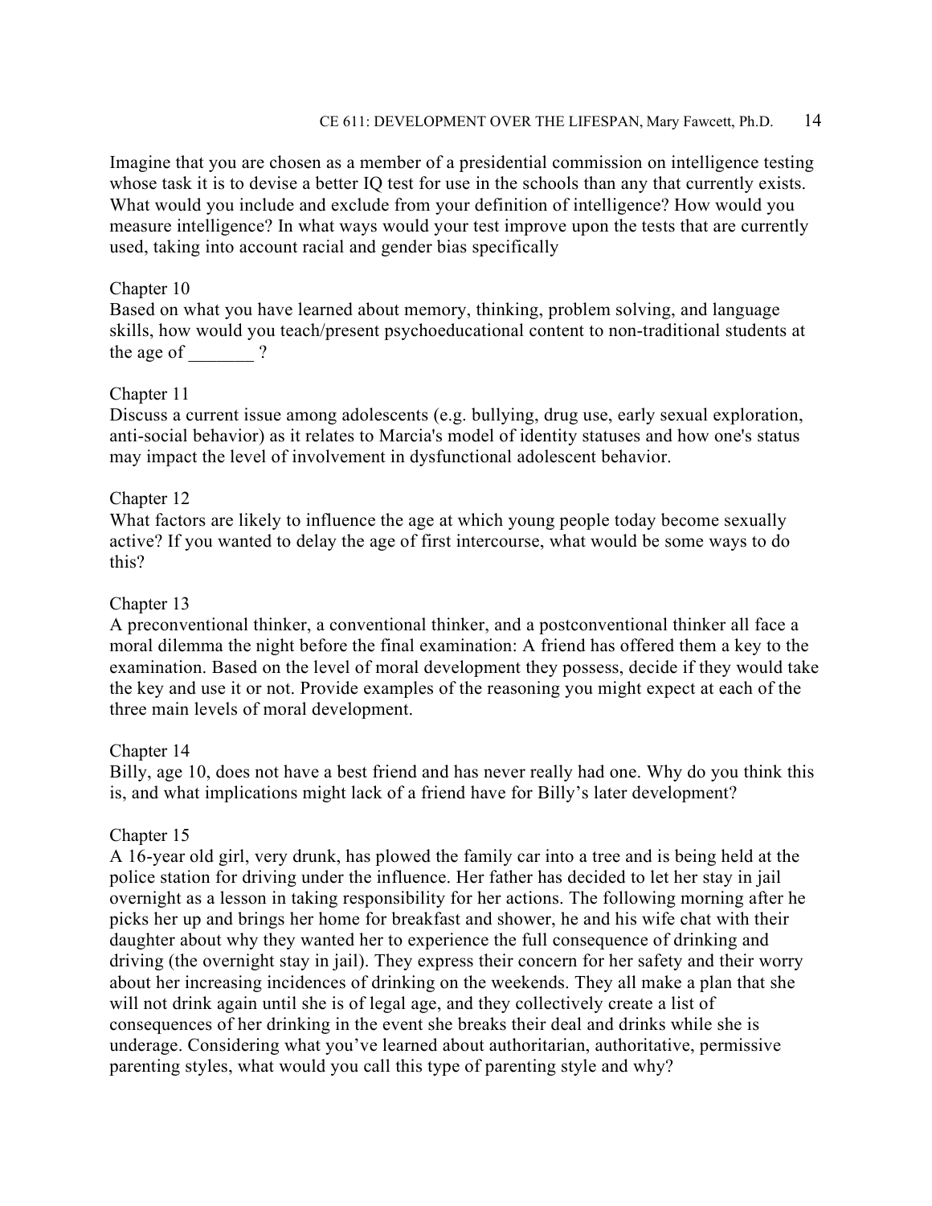Imagine that you are chosen as a member of a presidential commission on intelligence testing whose task it is to devise a better IQ test for use in the schools than any that currently exists. What would you include and exclude from your definition of intelligence? How would you measure intelligence? In what ways would your test improve upon the tests that are currently used, taking into account racial and gender bias specifically

Chapter 10
Based on what you have learned about memory, thinking, problem solving, and language skills, how would you teach/present psychoeducational content to non-traditional students at the age of _______ ?

Chapter 11
Discuss a current issue among adolescents (e.g. bullying, drug use, early sexual exploration, anti-social behavior) as it relates to Marcia's model of identity statuses and how one's status may impact the level of involvement in dysfunctional adolescent behavior.

Chapter 12
What factors are likely to influence the age at which young people today become sexually active? If you wanted to delay the age of first intercourse, what would be some ways to do this?

Chapter 13
A preconventional thinker, a conventional thinker, and a postconventional thinker all face a moral dilemma the night before the final examination: A friend has offered them a key to the examination. Based on the level of moral development they possess, decide if they would take the key and use it or not. Provide examples of the reasoning you might expect at each of the three main levels of moral development.

Chapter 14
Billy, age 10, does not have a best friend and has never really had one. Why do you think this is, and what implications might lack of a friend have for Billy's later development?

Chapter 15
A 16-year old girl, very drunk, has plowed the family car into a tree and is being held at the police station for driving under the influence. Her father has decided to let her stay in jail overnight as a lesson in taking responsibility for her actions. The following morning after he picks her up and brings her home for breakfast and shower, he and his wife chat with their daughter about why they wanted her to experience the full consequence of drinking and driving (the overnight stay in jail). They express their concern for her safety and their worry about her increasing incidences of drinking on the weekends. They all make a plan that she will not drink again until she is of legal age, and they collectively create a list of consequences of her drinking in the event she breaks their deal and drinks while she is underage. Considering what you've learned about authoritarian, authoritative, permissive parenting styles, what would you call this type of parenting style and why?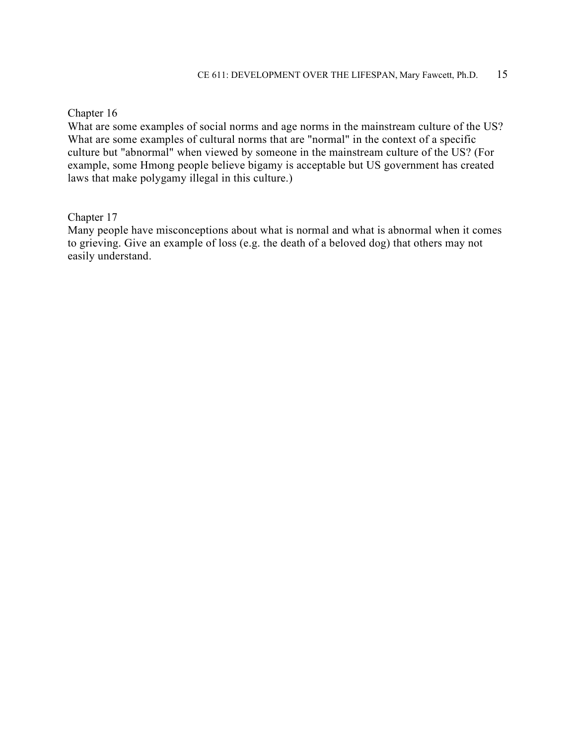Chapter 16

What are some examples of social norms and age norms in the mainstream culture of the US? What are some examples of cultural norms that are "normal" in the context of a specific culture but "abnormal" when viewed by someone in the mainstream culture of the US? (For example, some Hmong people believe bigamy is acceptable but US government has created laws that make polygamy illegal in this culture.)

Chapter 17

Many people have misconceptions about what is normal and what is abnormal when it comes to grieving. Give an example of loss (e.g. the death of a beloved dog) that others may not easily understand.